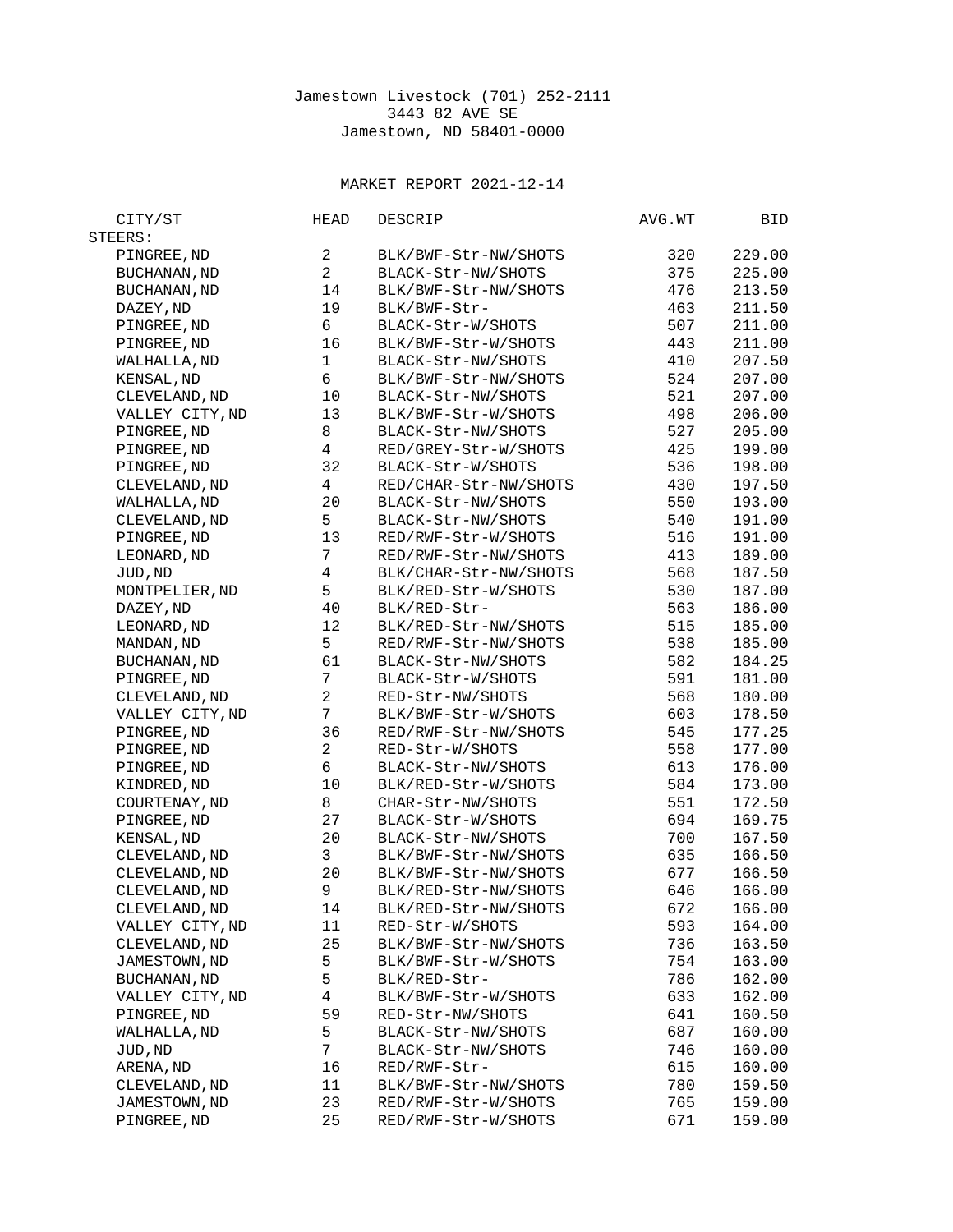Jamestown Livestock (701) 252-2111
3443 82 AVE SE
Jamestown, ND 58401-0000

MARKET REPORT 2021-12-14

| CITY/ST | HEAD | DESCRIP | AVG.WT | BID |
|---|---|---|---|---|
| STEERS: | | | | |
| PINGREE,ND | 2 | BLK/BWF-Str-NW/SHOTS | 320 | 229.00 |
| BUCHANAN,ND | 2 | BLACK-Str-NW/SHOTS | 375 | 225.00 |
| BUCHANAN,ND | 14 | BLK/BWF-Str-NW/SHOTS | 476 | 213.50 |
| DAZEY,ND | 19 | BLK/BWF-Str- | 463 | 211.50 |
| PINGREE,ND | 6 | BLACK-Str-W/SHOTS | 507 | 211.00 |
| PINGREE,ND | 16 | BLK/BWF-Str-W/SHOTS | 443 | 211.00 |
| WALHALLA,ND | 1 | BLACK-Str-NW/SHOTS | 410 | 207.50 |
| KENSAL,ND | 6 | BLK/BWF-Str-NW/SHOTS | 524 | 207.00 |
| CLEVELAND,ND | 10 | BLACK-Str-NW/SHOTS | 521 | 207.00 |
| VALLEY CITY,ND | 13 | BLK/BWF-Str-W/SHOTS | 498 | 206.00 |
| PINGREE,ND | 8 | BLACK-Str-NW/SHOTS | 527 | 205.00 |
| PINGREE,ND | 4 | RED/GREY-Str-W/SHOTS | 425 | 199.00 |
| PINGREE,ND | 32 | BLACK-Str-W/SHOTS | 536 | 198.00 |
| CLEVELAND,ND | 4 | RED/CHAR-Str-NW/SHOTS | 430 | 197.50 |
| WALHALLA,ND | 20 | BLACK-Str-NW/SHOTS | 550 | 193.00 |
| CLEVELAND,ND | 5 | BLACK-Str-NW/SHOTS | 540 | 191.00 |
| PINGREE,ND | 13 | RED/RWF-Str-W/SHOTS | 516 | 191.00 |
| LEONARD,ND | 7 | RED/RWF-Str-NW/SHOTS | 413 | 189.00 |
| JUD,ND | 4 | BLK/CHAR-Str-NW/SHOTS | 568 | 187.50 |
| MONTPELIER,ND | 5 | BLK/RED-Str-W/SHOTS | 530 | 187.00 |
| DAZEY,ND | 40 | BLK/RED-Str- | 563 | 186.00 |
| LEONARD,ND | 12 | BLK/RED-Str-NW/SHOTS | 515 | 185.00 |
| MANDAN,ND | 5 | RED/RWF-Str-NW/SHOTS | 538 | 185.00 |
| BUCHANAN,ND | 61 | BLACK-Str-NW/SHOTS | 582 | 184.25 |
| PINGREE,ND | 7 | BLACK-Str-W/SHOTS | 591 | 181.00 |
| CLEVELAND,ND | 2 | RED-Str-NW/SHOTS | 568 | 180.00 |
| VALLEY CITY,ND | 7 | BLK/BWF-Str-W/SHOTS | 603 | 178.50 |
| PINGREE,ND | 36 | RED/RWF-Str-NW/SHOTS | 545 | 177.25 |
| PINGREE,ND | 2 | RED-Str-W/SHOTS | 558 | 177.00 |
| PINGREE,ND | 6 | BLACK-Str-NW/SHOTS | 613 | 176.00 |
| KINDRED,ND | 10 | BLK/RED-Str-W/SHOTS | 584 | 173.00 |
| COURTENAY,ND | 8 | CHAR-Str-NW/SHOTS | 551 | 172.50 |
| PINGREE,ND | 27 | BLACK-Str-W/SHOTS | 694 | 169.75 |
| KENSAL,ND | 20 | BLACK-Str-NW/SHOTS | 700 | 167.50 |
| CLEVELAND,ND | 3 | BLK/BWF-Str-NW/SHOTS | 635 | 166.50 |
| CLEVELAND,ND | 20 | BLK/BWF-Str-NW/SHOTS | 677 | 166.50 |
| CLEVELAND,ND | 9 | BLK/RED-Str-NW/SHOTS | 646 | 166.00 |
| CLEVELAND,ND | 14 | BLK/RED-Str-NW/SHOTS | 672 | 166.00 |
| VALLEY CITY,ND | 11 | RED-Str-W/SHOTS | 593 | 164.00 |
| CLEVELAND,ND | 25 | BLK/BWF-Str-NW/SHOTS | 736 | 163.50 |
| JAMESTOWN,ND | 5 | BLK/BWF-Str-W/SHOTS | 754 | 163.00 |
| BUCHANAN,ND | 5 | BLK/RED-Str- | 786 | 162.00 |
| VALLEY CITY,ND | 4 | BLK/BWF-Str-W/SHOTS | 633 | 162.00 |
| PINGREE,ND | 59 | RED-Str-NW/SHOTS | 641 | 160.50 |
| WALHALLA,ND | 5 | BLACK-Str-NW/SHOTS | 687 | 160.00 |
| JUD,ND | 7 | BLACK-Str-NW/SHOTS | 746 | 160.00 |
| ARENA,ND | 16 | RED/RWF-Str- | 615 | 160.00 |
| CLEVELAND,ND | 11 | BLK/BWF-Str-NW/SHOTS | 780 | 159.50 |
| JAMESTOWN,ND | 23 | RED/RWF-Str-W/SHOTS | 765 | 159.00 |
| PINGREE,ND | 25 | RED/RWF-Str-W/SHOTS | 671 | 159.00 |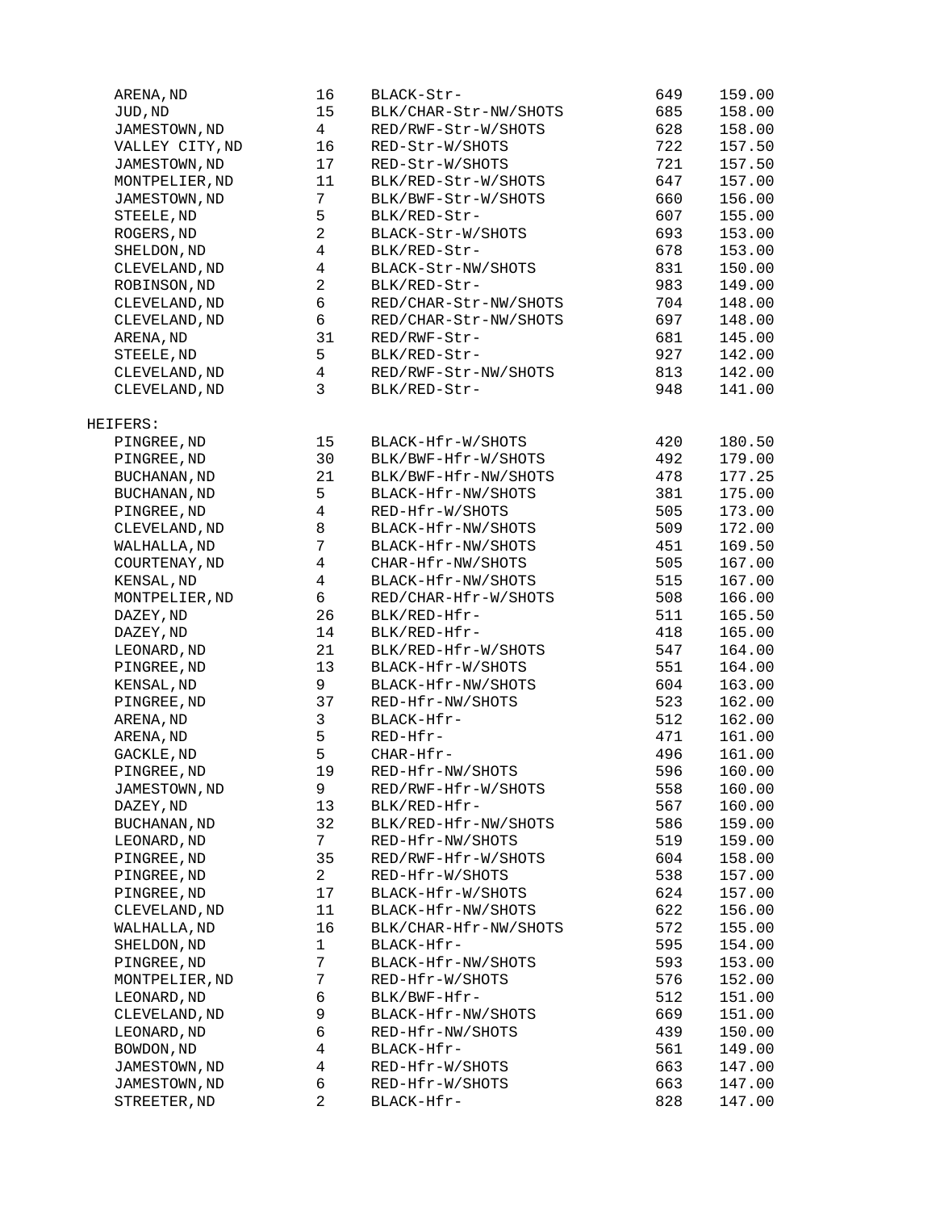| | | | | |
|---|---|---|---|---|
| ARENA,ND | 16 | BLACK-Str- | 649 | 159.00 |
| JUD,ND | 15 | BLK/CHAR-Str-NW/SHOTS | 685 | 158.00 |
| JAMESTOWN,ND | 4 | RED/RWF-Str-W/SHOTS | 628 | 158.00 |
| VALLEY CITY,ND | 16 | RED-Str-W/SHOTS | 722 | 157.50 |
| JAMESTOWN,ND | 17 | RED-Str-W/SHOTS | 721 | 157.50 |
| MONTPELIER,ND | 11 | BLK/RED-Str-W/SHOTS | 647 | 157.00 |
| JAMESTOWN,ND | 7 | BLK/BWF-Str-W/SHOTS | 660 | 156.00 |
| STEELE,ND | 5 | BLK/RED-Str- | 607 | 155.00 |
| ROGERS,ND | 2 | BLACK-Str-W/SHOTS | 693 | 153.00 |
| SHELDON,ND | 4 | BLK/RED-Str- | 678 | 153.00 |
| CLEVELAND,ND | 4 | BLACK-Str-NW/SHOTS | 831 | 150.00 |
| ROBINSON,ND | 2 | BLK/RED-Str- | 983 | 149.00 |
| CLEVELAND,ND | 6 | RED/CHAR-Str-NW/SHOTS | 704 | 148.00 |
| CLEVELAND,ND | 6 | RED/CHAR-Str-NW/SHOTS | 697 | 148.00 |
| ARENA,ND | 31 | RED/RWF-Str- | 681 | 145.00 |
| STEELE,ND | 5 | BLK/RED-Str- | 927 | 142.00 |
| CLEVELAND,ND | 4 | RED/RWF-Str-NW/SHOTS | 813 | 142.00 |
| CLEVELAND,ND | 3 | BLK/RED-Str- | 948 | 141.00 |

HEIFERS:

| | | | | |
|---|---|---|---|---|
| PINGREE,ND | 15 | BLACK-Hfr-W/SHOTS | 420 | 180.50 |
| PINGREE,ND | 30 | BLK/BWF-Hfr-W/SHOTS | 492 | 179.00 |
| BUCHANAN,ND | 21 | BLK/BWF-Hfr-NW/SHOTS | 478 | 177.25 |
| BUCHANAN,ND | 5 | BLACK-Hfr-NW/SHOTS | 381 | 175.00 |
| PINGREE,ND | 4 | RED-Hfr-W/SHOTS | 505 | 173.00 |
| CLEVELAND,ND | 8 | BLACK-Hfr-NW/SHOTS | 509 | 172.00 |
| WALHALLA,ND | 7 | BLACK-Hfr-NW/SHOTS | 451 | 169.50 |
| COURTENAY,ND | 4 | CHAR-Hfr-NW/SHOTS | 505 | 167.00 |
| KENSAL,ND | 4 | BLACK-Hfr-NW/SHOTS | 515 | 167.00 |
| MONTPELIER,ND | 6 | RED/CHAR-Hfr-W/SHOTS | 508 | 166.00 |
| DAZEY,ND | 26 | BLK/RED-Hfr- | 511 | 165.50 |
| DAZEY,ND | 14 | BLK/RED-Hfr- | 418 | 165.00 |
| LEONARD,ND | 21 | BLK/RED-Hfr-W/SHOTS | 547 | 164.00 |
| PINGREE,ND | 13 | BLACK-Hfr-W/SHOTS | 551 | 164.00 |
| KENSAL,ND | 9 | BLACK-Hfr-NW/SHOTS | 604 | 163.00 |
| PINGREE,ND | 37 | RED-Hfr-NW/SHOTS | 523 | 162.00 |
| ARENA,ND | 3 | BLACK-Hfr- | 512 | 162.00 |
| ARENA,ND | 5 | RED-Hfr- | 471 | 161.00 |
| GACKLE,ND | 5 | CHAR-Hfr- | 496 | 161.00 |
| PINGREE,ND | 19 | RED-Hfr-NW/SHOTS | 596 | 160.00 |
| JAMESTOWN,ND | 9 | RED/RWF-Hfr-W/SHOTS | 558 | 160.00 |
| DAZEY,ND | 13 | BLK/RED-Hfr- | 567 | 160.00 |
| BUCHANAN,ND | 32 | BLK/RED-Hfr-NW/SHOTS | 586 | 159.00 |
| LEONARD,ND | 7 | RED-Hfr-NW/SHOTS | 519 | 159.00 |
| PINGREE,ND | 35 | RED/RWF-Hfr-W/SHOTS | 604 | 158.00 |
| PINGREE,ND | 2 | RED-Hfr-W/SHOTS | 538 | 157.00 |
| PINGREE,ND | 17 | BLACK-Hfr-W/SHOTS | 624 | 157.00 |
| CLEVELAND,ND | 11 | BLACK-Hfr-NW/SHOTS | 622 | 156.00 |
| WALHALLA,ND | 16 | BLK/CHAR-Hfr-NW/SHOTS | 572 | 155.00 |
| SHELDON,ND | 1 | BLACK-Hfr- | 595 | 154.00 |
| PINGREE,ND | 7 | BLACK-Hfr-NW/SHOTS | 593 | 153.00 |
| MONTPELIER,ND | 7 | RED-Hfr-W/SHOTS | 576 | 152.00 |
| LEONARD,ND | 6 | BLK/BWF-Hfr- | 512 | 151.00 |
| CLEVELAND,ND | 9 | BLACK-Hfr-NW/SHOTS | 669 | 151.00 |
| LEONARD,ND | 6 | RED-Hfr-NW/SHOTS | 439 | 150.00 |
| BOWDON,ND | 4 | BLACK-Hfr- | 561 | 149.00 |
| JAMESTOWN,ND | 4 | RED-Hfr-W/SHOTS | 663 | 147.00 |
| JAMESTOWN,ND | 6 | RED-Hfr-W/SHOTS | 663 | 147.00 |
| STREETER,ND | 2 | BLACK-Hfr- | 828 | 147.00 |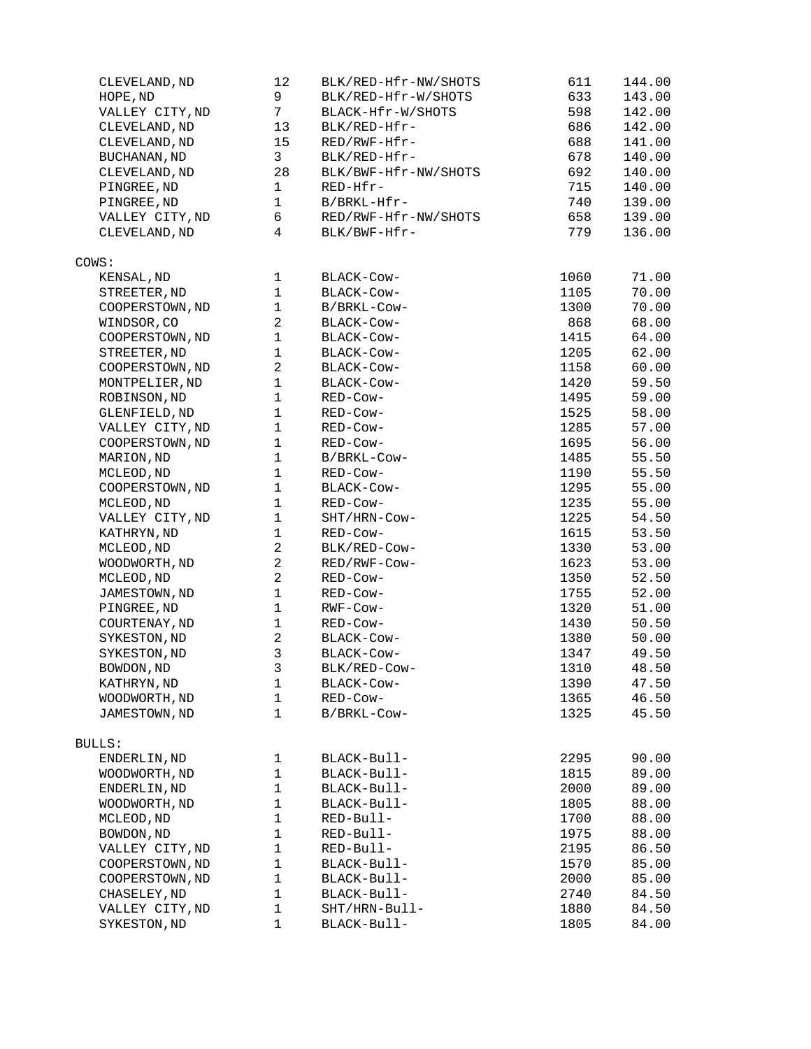| | | | | |
|---|---|---|---|---|
| CLEVELAND,ND | 12 | BLK/RED-Hfr-NW/SHOTS | 611 | 144.00 |
| HOPE,ND | 9 | BLK/RED-Hfr-W/SHOTS | 633 | 143.00 |
| VALLEY CITY,ND | 7 | BLACK-Hfr-W/SHOTS | 598 | 142.00 |
| CLEVELAND,ND | 13 | BLK/RED-Hfr- | 686 | 142.00 |
| CLEVELAND,ND | 15 | RED/RWF-Hfr- | 688 | 141.00 |
| BUCHANAN,ND | 3 | BLK/RED-Hfr- | 678 | 140.00 |
| CLEVELAND,ND | 28 | BLK/BWF-Hfr-NW/SHOTS | 692 | 140.00 |
| PINGREE,ND | 1 | RED-Hfr- | 715 | 140.00 |
| PINGREE,ND | 1 | B/BRKL-Hfr- | 740 | 139.00 |
| VALLEY CITY,ND | 6 | RED/RWF-Hfr-NW/SHOTS | 658 | 139.00 |
| CLEVELAND,ND | 4 | BLK/BWF-Hfr- | 779 | 136.00 |

COWS:

| | | | | |
|---|---|---|---|---|
| KENSAL,ND | 1 | BLACK-Cow- | 1060 | 71.00 |
| STREETER,ND | 1 | BLACK-Cow- | 1105 | 70.00 |
| COOPERSTOWN,ND | 1 | B/BRKL-Cow- | 1300 | 70.00 |
| WINDSOR,CO | 2 | BLACK-Cow- | 868 | 68.00 |
| COOPERSTOWN,ND | 1 | BLACK-Cow- | 1415 | 64.00 |
| STREETER,ND | 1 | BLACK-Cow- | 1205 | 62.00 |
| COOPERSTOWN,ND | 2 | BLACK-Cow- | 1158 | 60.00 |
| MONTPELIER,ND | 1 | BLACK-Cow- | 1420 | 59.50 |
| ROBINSON,ND | 1 | RED-Cow- | 1495 | 59.00 |
| GLENFIELD,ND | 1 | RED-Cow- | 1525 | 58.00 |
| VALLEY CITY,ND | 1 | RED-Cow- | 1285 | 57.00 |
| COOPERSTOWN,ND | 1 | RED-Cow- | 1695 | 56.00 |
| MARION,ND | 1 | B/BRKL-Cow- | 1485 | 55.50 |
| MCLEOD,ND | 1 | RED-Cow- | 1190 | 55.50 |
| COOPERSTOWN,ND | 1 | BLACK-Cow- | 1295 | 55.00 |
| MCLEOD,ND | 1 | RED-Cow- | 1235 | 55.00 |
| VALLEY CITY,ND | 1 | SHT/HRN-Cow- | 1225 | 54.50 |
| KATHRYN,ND | 1 | RED-Cow- | 1615 | 53.50 |
| MCLEOD,ND | 2 | BLK/RED-Cow- | 1330 | 53.00 |
| WOODWORTH,ND | 2 | RED/RWF-Cow- | 1623 | 53.00 |
| MCLEOD,ND | 2 | RED-Cow- | 1350 | 52.50 |
| JAMESTOWN,ND | 1 | RED-Cow- | 1755 | 52.00 |
| PINGREE,ND | 1 | RWF-Cow- | 1320 | 51.00 |
| COURTENAY,ND | 1 | RED-Cow- | 1430 | 50.50 |
| SYKESTON,ND | 2 | BLACK-Cow- | 1380 | 50.00 |
| SYKESTON,ND | 3 | BLACK-Cow- | 1347 | 49.50 |
| BOWDON,ND | 3 | BLK/RED-Cow- | 1310 | 48.50 |
| KATHRYN,ND | 1 | BLACK-Cow- | 1390 | 47.50 |
| WOODWORTH,ND | 1 | RED-Cow- | 1365 | 46.50 |
| JAMESTOWN,ND | 1 | B/BRKL-Cow- | 1325 | 45.50 |

BULLS:

| | | | | |
|---|---|---|---|---|
| ENDERLIN,ND | 1 | BLACK-Bull- | 2295 | 90.00 |
| WOODWORTH,ND | 1 | BLACK-Bull- | 1815 | 89.00 |
| ENDERLIN,ND | 1 | BLACK-Bull- | 2000 | 89.00 |
| WOODWORTH,ND | 1 | BLACK-Bull- | 1805 | 88.00 |
| MCLEOD,ND | 1 | RED-Bull- | 1700 | 88.00 |
| BOWDON,ND | 1 | RED-Bull- | 1975 | 88.00 |
| VALLEY CITY,ND | 1 | RED-Bull- | 2195 | 86.50 |
| COOPERSTOWN,ND | 1 | BLACK-Bull- | 1570 | 85.00 |
| COOPERSTOWN,ND | 1 | BLACK-Bull- | 2000 | 85.00 |
| CHASELEY,ND | 1 | BLACK-Bull- | 2740 | 84.50 |
| VALLEY CITY,ND | 1 | SHT/HRN-Bull- | 1880 | 84.50 |
| SYKESTON,ND | 1 | BLACK-Bull- | 1805 | 84.00 |